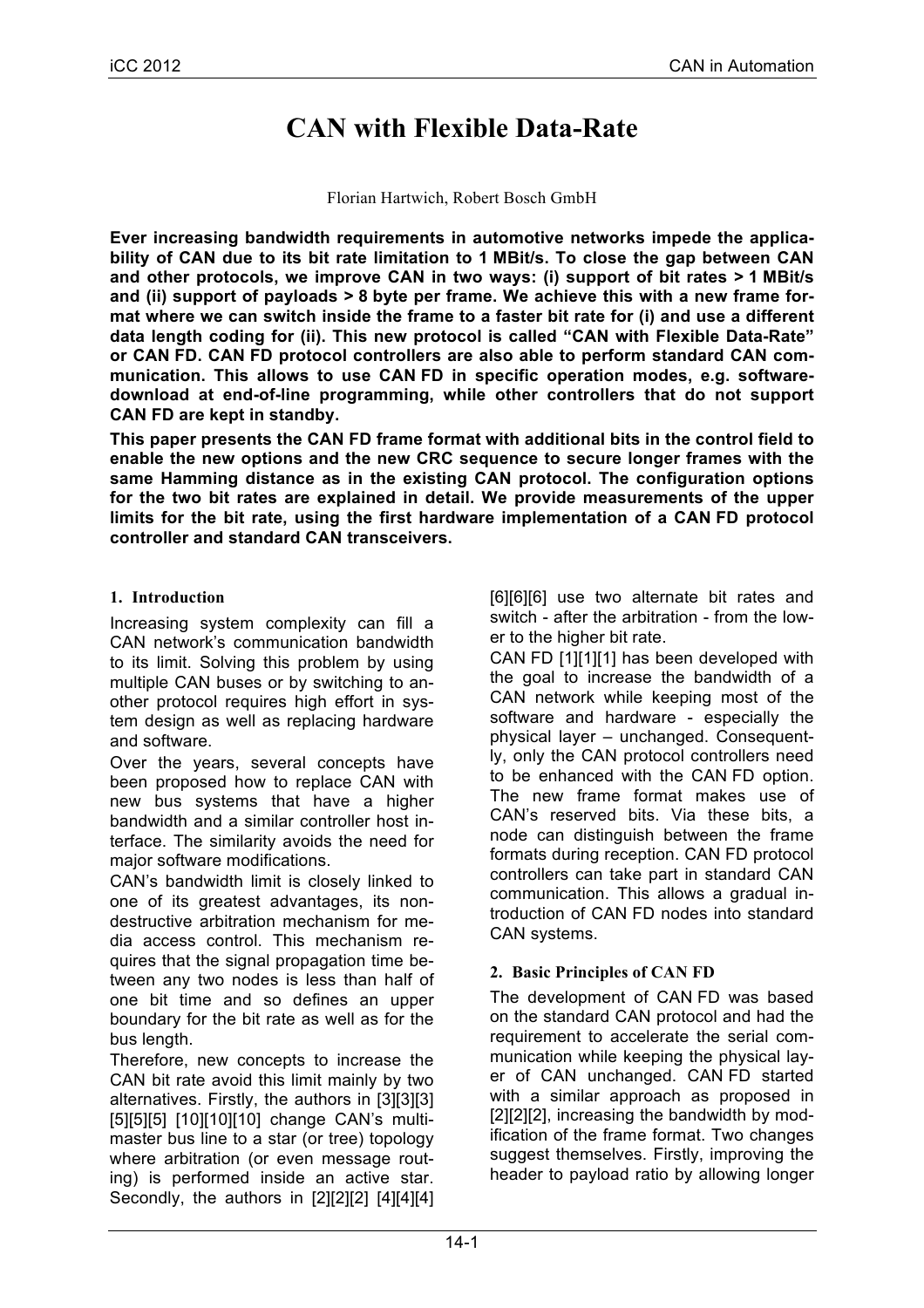# CAN with Flexible Data-Rate

Florian Hartwich, Robert Bosch GmbH

**Ever increasing bandwidth requirements in automotive networks impede the applicability of CAN due to its bit rate limitation to 1 MBit/s. To close the gap between CAN and other protocols, we improve CAN in two ways: (i) support of bit rates > 1 MBit/s and (ii) support of payloads > 8 byte per frame. We achieve this with a new frame format where we can switch inside the frame to a faster bit rate for (i) and use a different data length coding for (ii). This new protocol is called "CAN with Flexible Data-Rate" or CAN FD. CAN FD protocol controllers are also able to perform standard CAN communication. This allows to use CAN FD in specific operation modes, e.g. software-download at end-of-line programming, while other controllers that do not support CAN FD are kept in standby.**

**This paper presents the CAN FD frame format with additional bits in the control field to enable the new options and the new CRC sequence to secure longer frames with the same Hamming distance as in the existing CAN protocol. The configuration options for the two bit rates are explained in detail. We provide measurements of the upper limits for the bit rate, using the first hardware implementation of a CAN FD protocol controller and standard CAN transceivers.**

## 1. Introduction

Increasing system complexity can fill a CAN network's communication bandwidth to its limit. Solving this problem by using multiple CAN buses or by switching to another protocol requires high effort in system design as well as replacing hardware and software.

Over the years, several concepts have been proposed how to replace CAN with new bus systems that have a higher bandwidth and a similar controller host interface. The similarity avoids the need for major software modifications.

CAN's bandwidth limit is closely linked to one of its greatest advantages, its non-destructive arbitration mechanism for media access control. This mechanism requires that the signal propagation time between any two nodes is less than half of one bit time and so defines an upper boundary for the bit rate as well as for the bus length.

Therefore, new concepts to increase the CAN bit rate avoid this limit mainly by two alternatives. Firstly, the authors in [3][3][3] [5][5][5] [10][10][10] change CAN's multi-master bus line to a star (or tree) topology where arbitration (or even message routing) is performed inside an active star. Secondly, the authors in [2][2][2] [4][4][4] [6][6][6] use two alternate bit rates and switch - after the arbitration - from the lower to the higher bit rate.

CAN FD [1][1][1] has been developed with the goal to increase the bandwidth of a CAN network while keeping most of the software and hardware - especially the physical layer – unchanged. Consequently, only the CAN protocol controllers need to be enhanced with the CAN FD option. The new frame format makes use of CAN's reserved bits. Via these bits, a node can distinguish between the frame formats during reception. CAN FD protocol controllers can take part in standard CAN communication. This allows a gradual introduction of CAN FD nodes into standard CAN systems.

## 2. Basic Principles of CAN FD

The development of CAN FD was based on the standard CAN protocol and had the requirement to accelerate the serial communication while keeping the physical layer of CAN unchanged. CAN FD started with a similar approach as proposed in [2][2][2], increasing the bandwidth by modification of the frame format. Two changes suggest themselves. Firstly, improving the header to payload ratio by allowing longer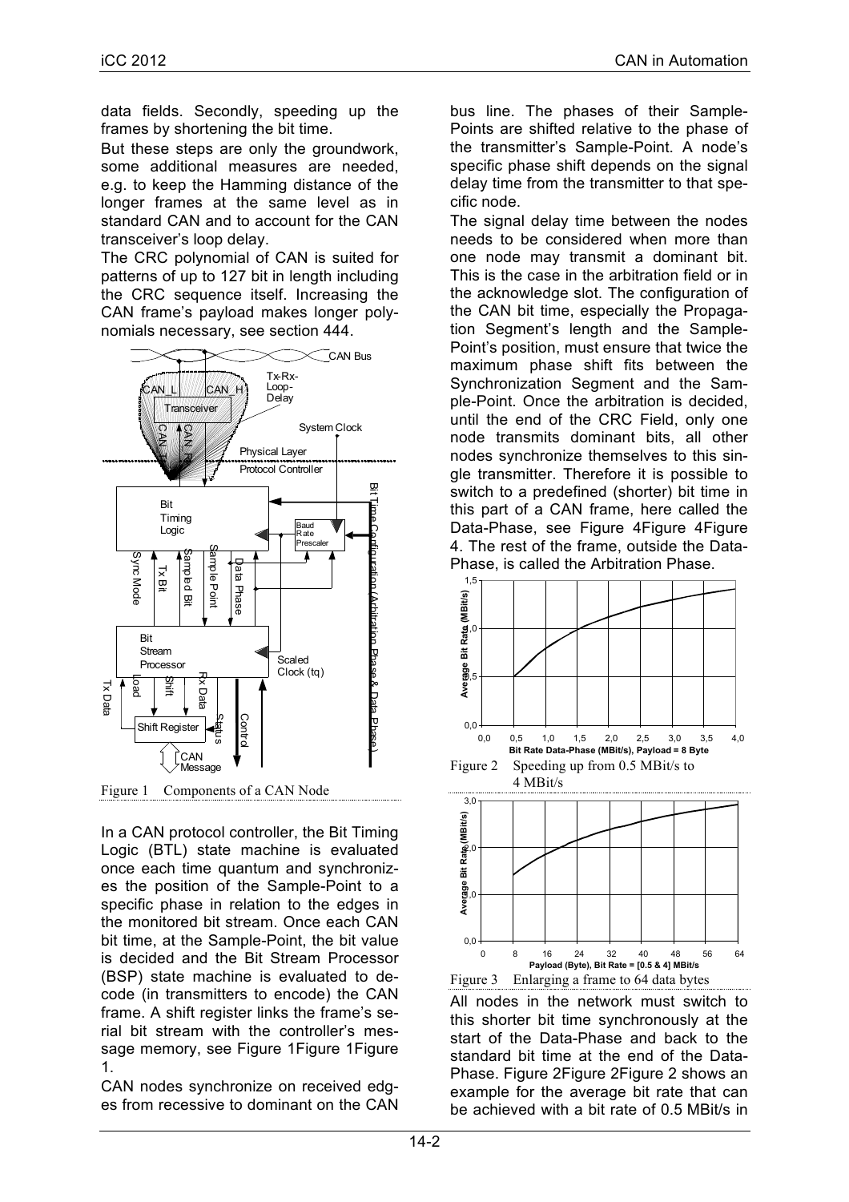data fields. Secondly, speeding up the frames by shortening the bit time.

But these steps are only the groundwork, some additional measures are needed, e.g. to keep the Hamming distance of the longer frames at the same level as in standard CAN and to account for the CAN transceiver's loop delay.

The CRC polynomial of CAN is suited for patterns of up to 127 bit in length including the CRC sequence itself. Increasing the CAN frame's payload makes longer polynomials necessary, see section 444.

Figure 1 Components of a CAN Node

In a CAN protocol controller, the Bit Timing Logic (BTL) state machine is evaluated once each time quantum and synchronizes the position of the Sample-Point to a specific phase in relation to the edges in the monitored bit stream. Once each CAN bit time, at the Sample-Point, the bit value is decided and the Bit Stream Processor (BSP) state machine is evaluated to decode (in transmitters to encode) the CAN frame. A shift register links the frame's serial bit stream with the controller's message memory, see Figure 1Figure 1Figure 1.

CAN nodes synchronize on received edges from recessive to dominant on the CAN bus line. The phases of their Sample-Points are shifted relative to the phase of the transmitter's Sample-Point. A node's specific phase shift depends on the signal delay time from the transmitter to that specific node.

The signal delay time between the nodes needs to be considered when more than one node may transmit a dominant bit. This is the case in the arbitration field or in the acknowledge slot. The configuration of the CAN bit time, especially the Propagation Segment's length and the Sample-Point's position, must ensure that twice the maximum phase shift fits between the Synchronization Segment and the Sample-Point. Once the arbitration is decided, until the end of the CRC Field, only one node transmits dominant bits, all other nodes synchronize themselves to this single transmitter. Therefore it is possible to switch to a predefined (shorter) bit time in this part of a CAN frame, here called the Data-Phase, see Figure 4Figure 4Figure 4. The rest of the frame, outside the Data-Phase, is called the Arbitration Phase.

Figure 2 Speeding up from 0.5 MBit/s to 4 MBit/s

Figure 3 Enlarging a frame to 64 data bytes

All nodes in the network must switch to this shorter bit time synchronously at the start of the Data-Phase and back to the standard bit time at the end of the Data-Phase. Figure 2Figure 2Figure 2 shows an example for the average bit rate that can be achieved with a bit rate of 0.5 MBit/s in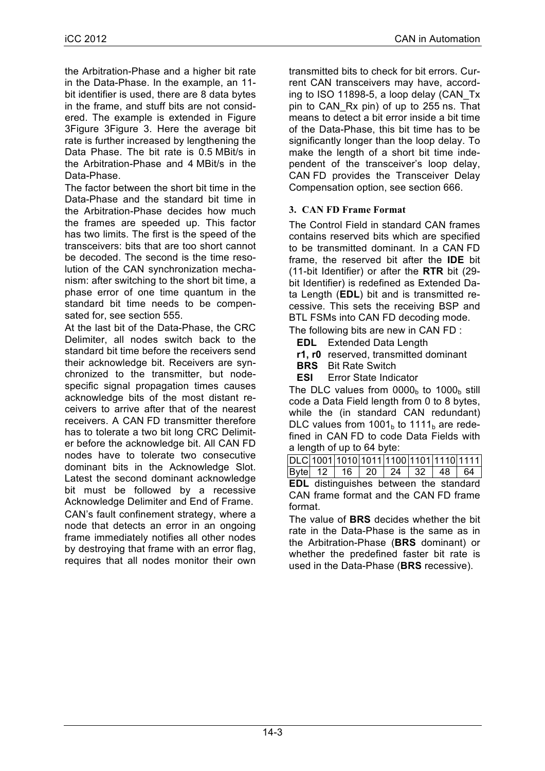the Arbitration-Phase and a higher bit rate in the Data-Phase. In the example, an 11-bit identifier is used, there are 8 data bytes in the frame, and stuff bits are not considered. The example is extended in Figure 3Figure 3Figure 3. Here the average bit rate is further increased by lengthening the Data Phase. The bit rate is 0.5 MBit/s in the Arbitration-Phase and 4 MBit/s in the Data-Phase.

The factor between the short bit time in the Data-Phase and the standard bit time in the Arbitration-Phase decides how much the frames are speeded up. This factor has two limits. The first is the speed of the transceivers: bits that are too short cannot be decoded. The second is the time resolution of the CAN synchronization mechanism: after switching to the short bit time, a phase error of one time quantum in the standard bit time needs to be compensated for, see section 555.

At the last bit of the Data-Phase, the CRC Delimiter, all nodes switch back to the standard bit time before the receivers send their acknowledge bit. Receivers are synchronized to the transmitter, but node-specific signal propagation times causes acknowledge bits of the most distant receivers to arrive after that of the nearest receivers. A CAN FD transmitter therefore has to tolerate a two bit long CRC Delimiter before the acknowledge bit. All CAN FD nodes have to tolerate two consecutive dominant bits in the Acknowledge Slot. Latest the second dominant acknowledge bit must be followed by a recessive Acknowledge Delimiter and End of Frame.

CAN's fault confinement strategy, where a node that detects an error in an ongoing frame immediately notifies all other nodes by destroying that frame with an error flag, requires that all nodes monitor their own transmitted bits to check for bit errors. Current CAN transceivers may have, according to ISO 11898-5, a loop delay (CAN_Tx pin to CAN_Rx pin) of up to 255 ns. That means to detect a bit error inside a bit time of the Data-Phase, this bit time has to be significantly longer than the loop delay. To make the length of a short bit time independent of the transceiver's loop delay, CAN FD provides the Transceiver Delay Compensation option, see section 666.

## 3. CAN FD Frame Format

The Control Field in standard CAN frames contains reserved bits which are specified to be transmitted dominant. In a CAN FD frame, the reserved bit after the **IDE** bit (11-bit Identifier) or after the **RTR** bit (29-bit Identifier) is redefined as Extended Data Length (**EDL**) bit and is transmitted recessive. This sets the receiving BSP and BTL FSMs into CAN FD decoding mode.

The following bits are new in CAN FD :

- **EDL** Extended Data Length
- **r1, r0** reserved, transmitted dominant
- **BRS** Bit Rate Switch
- **ESI** Error State Indicator

The DLC values from $0000_b$ to $1000_b$ still code a Data Field length from 0 to 8 bytes, while the (in standard CAN redundant) DLC values from $1001_b$ to $1111_b$ are redefined in CAN FD to code Data Fields with a length of up to 64 byte:

| DLC | 1001 | 1010 | 1011 | 1100 | 1101 | 1110 | 1111 |
|---|---|---|---|---|---|---|---|
| Byte | 12 | 16 | 20 | 24 | 32 | 48 | 64 |

**EDL** distinguishes between the standard CAN frame format and the CAN FD frame format.

The value of **BRS** decides whether the bit rate in the Data-Phase is the same as in the Arbitration-Phase (**BRS** dominant) or whether the predefined faster bit rate is used in the Data-Phase (**BRS** recessive).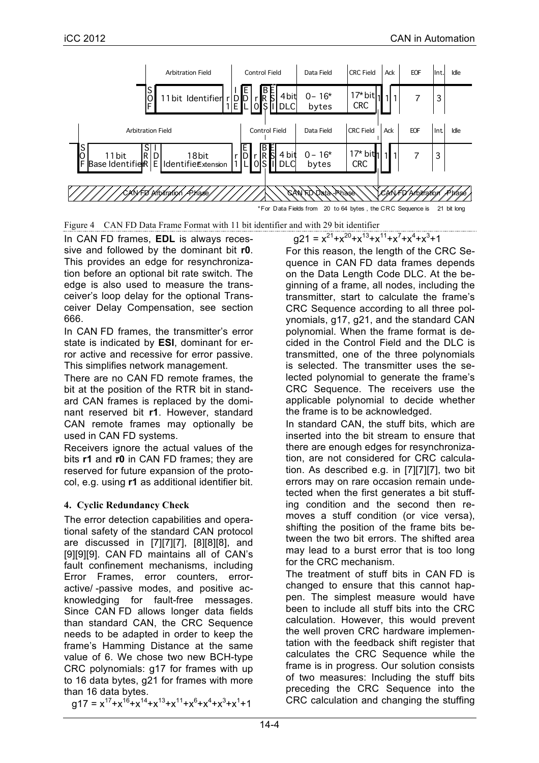Figure 4 CAN FD Data Frame Format with 11 bit identifier and with 29 bit identifier

In CAN FD frames, **EDL** is always recessive and followed by the dominant bit **r0**. This provides an edge for resynchronization before an optional bit rate switch. The edge is also used to measure the transceiver's loop delay for the optional Transceiver Delay Compensation, see section 666.

In CAN FD frames, the transmitter's error state is indicated by **ESI**, dominant for error active and recessive for error passive. This simplifies network management.

There are no CAN FD remote frames, the bit at the position of the RTR bit in standard CAN frames is replaced by the dominant reserved bit **r1**. However, standard CAN remote frames may optionally be used in CAN FD systems.

Receivers ignore the actual values of the bits **r1** and **r0** in CAN FD frames; they are reserved for future expansion of the protocol, e.g. using **r1** as additional identifier bit.

#### 4. Cyclic Redundancy Check

The error detection capabilities and operational safety of the standard CAN protocol are discussed in [7][7][7], [8][8][8], and [9][9][9]. CAN FD maintains all of CAN's fault confinement mechanisms, including Error Frames, error counters, error-active/ -passive modes, and positive acknowledging for fault-free messages. Since CAN FD allows longer data fields than standard CAN, the CRC Sequence needs to be adapted in order to keep the frame's Hamming Distance at the same value of 6. We chose two new BCH-type CRC polynomials: g17 for frames with up to 16 data bytes, g21 for frames with more than 16 data bytes.

$$g17 = x^{17}+x^{16}+x^{14}+x^{13}+x^{11}+x^{6}+x^{4}+x^{3}+x^{1}+1$$

$$g21 = x^{21}+x^{20}+x^{13}+x^{11}+x^{7}+x^{4}+x^{3}+1$$

For this reason, the length of the CRC Sequence in CAN FD data frames depends on the Data Length Code DLC. At the beginning of a frame, all nodes, including the transmitter, start to calculate the frame's CRC Sequence according to all three polynomials, g17, g21, and the standard CAN polynomial. When the frame format is decided in the Control Field and the DLC is transmitted, one of the three polynomials is selected. The transmitter uses the selected polynomial to generate the frame's CRC Sequence. The receivers use the applicable polynomial to decide whether the frame is to be acknowledged.

In standard CAN, the stuff bits, which are inserted into the bit stream to ensure that there are enough edges for resynchronization, are not considered for CRC calculation. As described e.g. in [7][7][7], two bit errors may on rare occasion remain undetected when the first generates a bit stuffing condition and the second then removes a stuff condition (or vice versa), shifting the position of the frame bits between the two bit errors. The shifted area may lead to a burst error that is too long for the CRC mechanism.

The treatment of stuff bits in CAN FD is changed to ensure that this cannot happen. The simplest measure would have been to include all stuff bits into the CRC calculation. However, this would prevent the well proven CRC hardware implementation with the feedback shift register that calculates the CRC Sequence while the frame is in progress. Our solution consists of two measures: Including the stuff bits preceding the CRC Sequence into the CRC calculation and changing the stuffing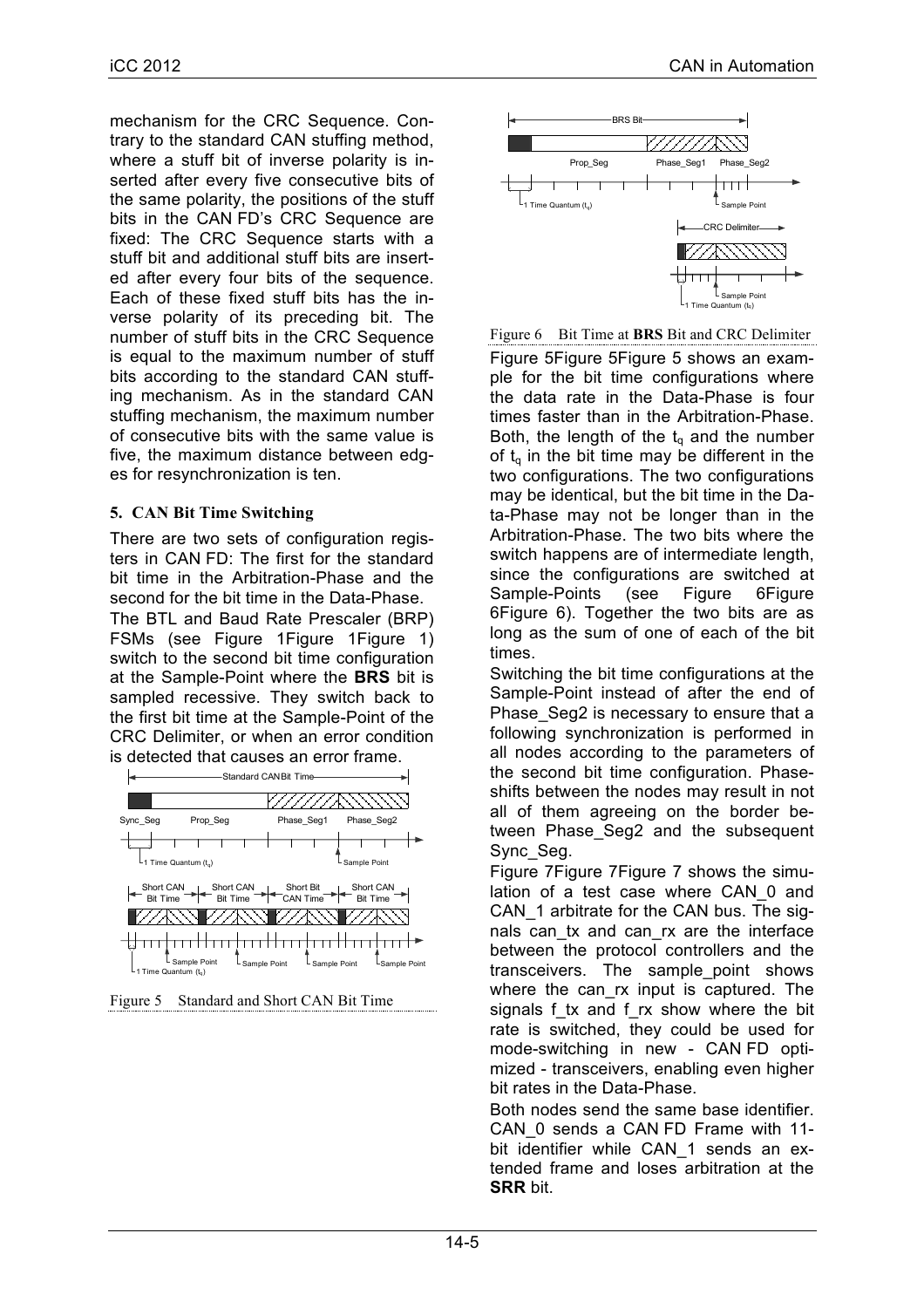mechanism for the CRC Sequence. Contrary to the standard CAN stuffing method, where a stuff bit of inverse polarity is inserted after every five consecutive bits of the same polarity, the positions of the stuff bits in the CAN FD's CRC Sequence are fixed: The CRC Sequence starts with a stuff bit and additional stuff bits are inserted after every four bits of the sequence. Each of these fixed stuff bits has the inverse polarity of its preceding bit. The number of stuff bits in the CRC Sequence is equal to the maximum number of stuff bits according to the standard CAN stuffing mechanism. As in the standard CAN stuffing mechanism, the maximum number of consecutive bits with the same value is five, the maximum distance between edges for resynchronization is ten.

## 5. CAN Bit Time Switching

There are two sets of configuration registers in CAN FD: The first for the standard bit time in the Arbitration-Phase and the second for the bit time in the Data-Phase.

The BTL and Baud Rate Prescaler (BRP) FSMs (see Figure 1Figure 1Figure 1) switch to the second bit time configuration at the Sample-Point where the **BRS** bit is sampled recessive. They switch back to the first bit time at the Sample-Point of the CRC Delimiter, or when an error condition is detected that causes an error frame.

Figure 5 Standard and Short CAN Bit Time

Figure 6 Bit Time at **BRS** Bit and CRC Delimiter

Figure 5Figure 5Figure 5 shows an example for the bit time configurations where the data rate in the Data-Phase is four times faster than in the Arbitration-Phase. Both, the length of the $t_q$ and the number of $t_q$ in the bit time may be different in the two configurations. The two configurations may be identical, but the bit time in the Data-Phase may not be longer than in the Arbitration-Phase. The two bits where the switch happens are of intermediate length, since the configurations are switched at Sample-Points (see Figure 6Figure 6Figure 6). Together the two bits are as long as the sum of one of each of the bit times.

Switching the bit time configurations at the Sample-Point instead of after the end of Phase_Seg2 is necessary to ensure that a following synchronization is performed in all nodes according to the parameters of the second bit time configuration. Phase-shifts between the nodes may result in not all of them agreeing on the border between Phase_Seg2 and the subsequent Sync_Seg.

Figure 7Figure 7Figure 7 shows the simulation of a test case where CAN_0 and CAN_1 arbitrate for the CAN bus. The signals can_tx and can_rx are the interface between the protocol controllers and the transceivers. The sample_point shows where the can_rx input is captured. The signals f_tx and f_rx show where the bit rate is switched, they could be used for mode-switching in new - CAN FD optimized - transceivers, enabling even higher bit rates in the Data-Phase.

Both nodes send the same base identifier. CAN_0 sends a CAN FD Frame with 11-bit identifier while CAN_1 sends an extended frame and loses arbitration at the **SRR** bit.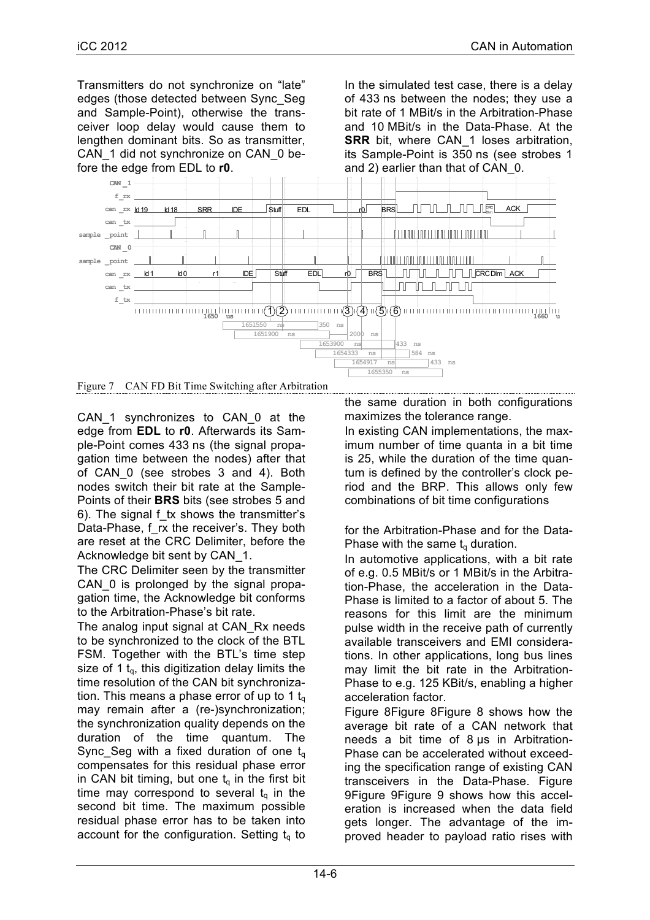Transmitters do not synchronize on "late" edges (those detected between Sync_Seg and Sample-Point), otherwise the transceiver loop delay would cause them to lengthen dominant bits. So as transmitter, CAN_1 did not synchronize on CAN_0 before the edge from EDL to **r0**.

In the simulated test case, there is a delay of 433 ns between the nodes; they use a bit rate of 1 MBit/s in the Arbitration-Phase and 10 MBit/s in the Data-Phase. At the **SRR** bit, where CAN_1 loses arbitration, its Sample-Point is 350 ns (see strobes 1 and 2) earlier than that of CAN_0.

Figure 7 CAN FD Bit Time Switching after Arbitration

CAN_1 synchronizes to CAN_0 at the edge from **EDL** to **r0**. Afterwards its Sample-Point comes 433 ns (the signal propagation time between the nodes) after that of CAN_0 (see strobes 3 and 4). Both nodes switch their bit rate at the Sample-Points of their **BRS** bits (see strobes 5 and 6). The signal f_tx shows the transmitter's Data-Phase, f_rx the receiver's. They both are reset at the CRC Delimiter, before the Acknowledge bit sent by CAN_1.

The CRC Delimiter seen by the transmitter CAN_0 is prolonged by the signal propagation time, the Acknowledge bit conforms to the Arbitration-Phase's bit rate.

The analog input signal at CAN_Rx needs to be synchronized to the clock of the BTL FSM. Together with the BTL's time step size of 1 $t_q$, this digitization delay limits the time resolution of the CAN bit synchronization. This means a phase error of up to 1 $t_q$ may remain after a (re-)synchronization; the synchronization quality depends on the duration of the time quantum. The Sync_Seg with a fixed duration of one $t_q$ compensates for this residual phase error in CAN bit timing, but one $t_q$ in the first bit time may correspond to several $t_q$ in the second bit time. The maximum possible residual phase error has to be taken into account for the configuration. Setting $t_q$ to the same duration in both configurations maximizes the tolerance range.

In existing CAN implementations, the maximum number of time quanta in a bit time is 25, while the duration of the time quantum is defined by the controller's clock period and the BRP. This allows only few combinations of bit time configurations for the Arbitration-Phase and for the Data-Phase with the same $t_q$ duration.

In automotive applications, with a bit rate of e.g. 0.5 MBit/s or 1 MBit/s in the Arbitration-Phase, the acceleration in the Data-Phase is limited to a factor of about 5. The reasons for this limit are the minimum pulse width in the receive path of currently available transceivers and EMI considerations. In other applications, long bus lines may limit the bit rate in the Arbitration-Phase to e.g. 125 KBit/s, enabling a higher acceleration factor.

Figure 8Figure 8Figure 8 shows how the average bit rate of a CAN network that needs a bit time of 8 µs in Arbitration-Phase can be accelerated without exceeding the specification range of existing CAN transceivers in the Data-Phase. Figure 9Figure 9Figure 9 shows how this acceleration is increased when the data field gets longer. The advantage of the improved header to payload ratio rises with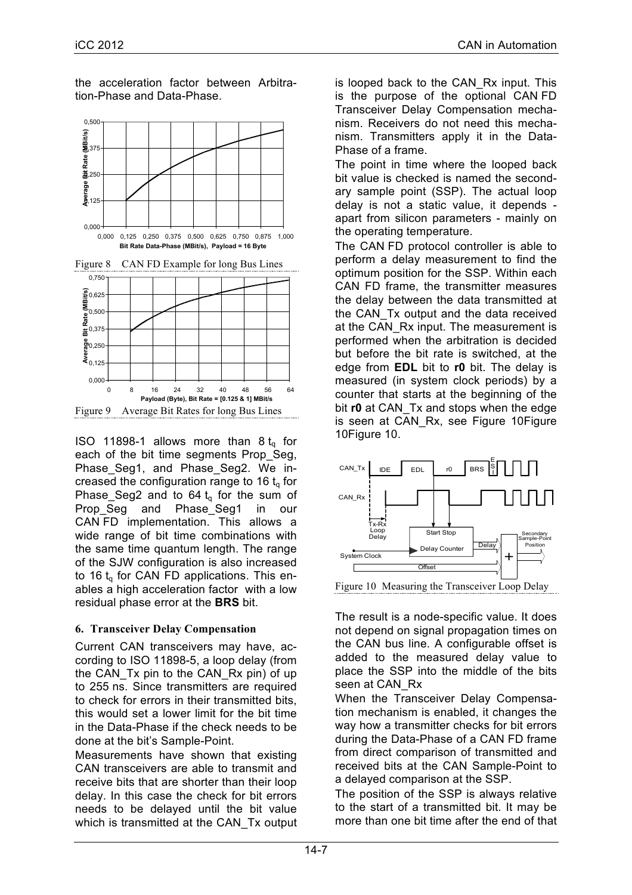the acceleration factor between Arbitration-Phase and Data-Phase.

Figure 8 CAN FD Example for long Bus Lines

Figure 9 Average Bit Rates for long Bus Lines

ISO 11898-1 allows more than 8 $t_q$ for each of the bit time segments Prop_Seg, Phase_Seg1, and Phase_Seg2. We increased the configuration range to 16 $t_q$ for Phase_Seg2 and to 64 $t_q$ for the sum of Prop_Seg and Phase_Seg1 in our CAN FD implementation. This allows a wide range of bit time combinations with the same time quantum length. The range of the SJW configuration is also increased to 16 $t_q$ for CAN FD applications. This enables a high acceleration factor with a low residual phase error at the **BRS** bit.

## 6. Transceiver Delay Compensation

Current CAN transceivers may have, according to ISO 11898-5, a loop delay (from the CAN_Tx pin to the CAN_Rx pin) of up to 255 ns. Since transmitters are required to check for errors in their transmitted bits, this would set a lower limit for the bit time in the Data-Phase if the check needs to be done at the bit's Sample-Point.

Measurements have shown that existing CAN transceivers are able to transmit and receive bits that are shorter than their loop delay. In this case the check for bit errors needs to be delayed until the bit value which is transmitted at the CAN_Tx output is looped back to the CAN_Rx input. This is the purpose of the optional CAN FD Transceiver Delay Compensation mechanism. Receivers do not need this mechanism. Transmitters apply it in the Data-Phase of a frame.

The point in time where the looped back bit value is checked is named the secondary sample point (SSP). The actual loop delay is not a static value, it depends - apart from silicon parameters - mainly on the operating temperature.

The CAN FD protocol controller is able to perform a delay measurement to find the optimum position for the SSP. Within each CAN FD frame, the transmitter measures the delay between the data transmitted at the CAN_Tx output and the data received at the CAN_Rx input. The measurement is performed when the arbitration is decided but before the bit rate is switched, at the edge from **EDL** bit to **r0** bit. The delay is measured (in system clock periods) by a counter that starts at the beginning of the bit **r0** at CAN_Tx and stops when the edge is seen at CAN_Rx, see Figure 10Figure 10Figure 10.

Figure 10 Measuring the Transceiver Loop Delay

The result is a node-specific value. It does not depend on signal propagation times on the CAN bus line. A configurable offset is added to the measured delay value to place the SSP into the middle of the bits seen at CAN_Rx

When the Transceiver Delay Compensation mechanism is enabled, it changes the way how a transmitter checks for bit errors during the Data-Phase of a CAN FD frame from direct comparison of transmitted and received bits at the CAN Sample-Point to a delayed comparison at the SSP.

The position of the SSP is always relative to the start of a transmitted bit. It may be more than one bit time after the end of that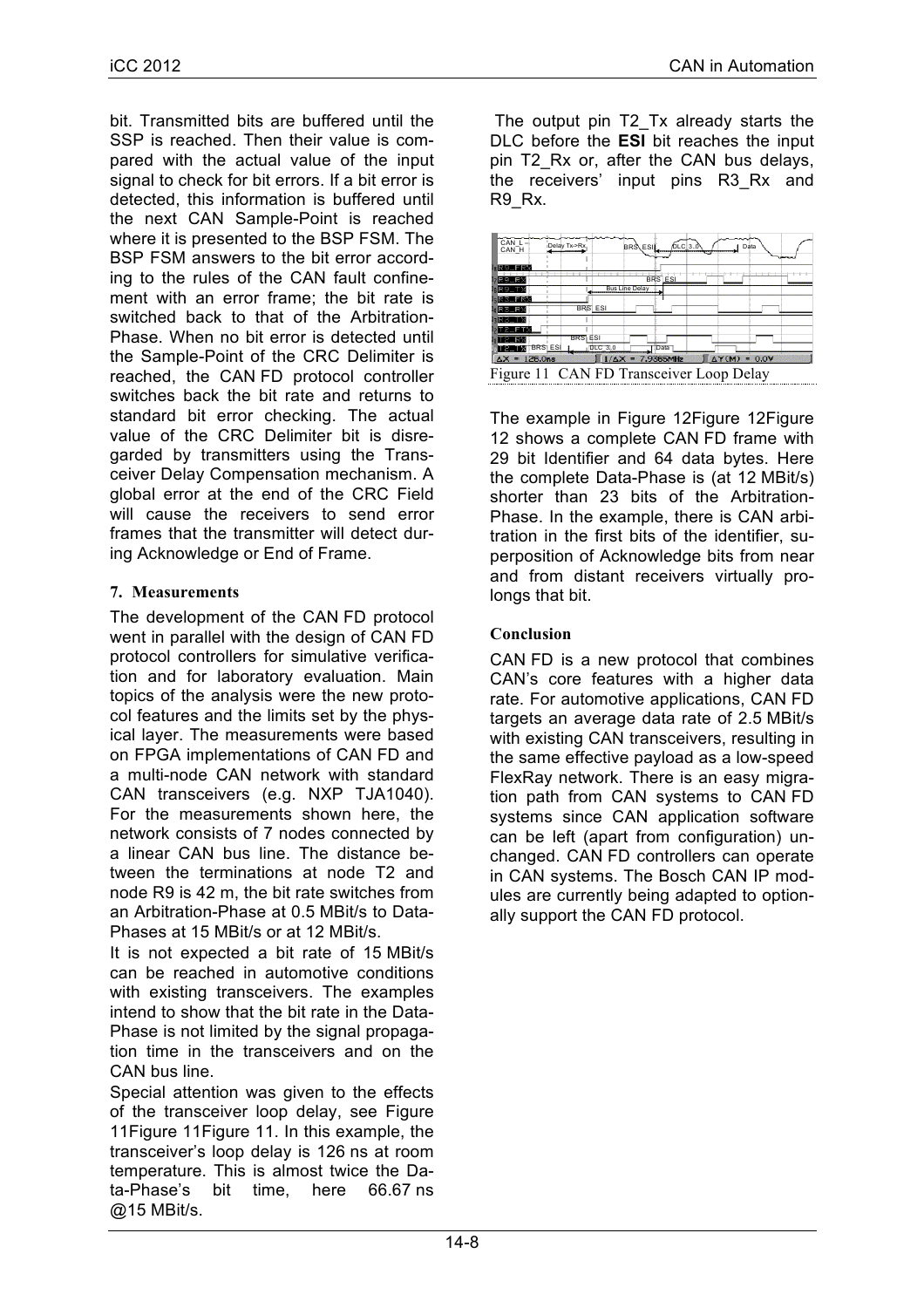bit. Transmitted bits are buffered until the SSP is reached. Then their value is compared with the actual value of the input signal to check for bit errors. If a bit error is detected, this information is buffered until the next CAN Sample-Point is reached where it is presented to the BSP FSM. The BSP FSM answers to the bit error according to the rules of the CAN fault confinement with an error frame; the bit rate is switched back to that of the Arbitration-Phase. When no bit error is detected until the Sample-Point of the CRC Delimiter is reached, the CAN FD protocol controller switches back the bit rate and returns to standard bit error checking. The actual value of the CRC Delimiter bit is disregarded by transmitters using the Transceiver Delay Compensation mechanism. A global error at the end of the CRC Field will cause the receivers to send error frames that the transmitter will detect during Acknowledge or End of Frame.

## 7. Measurements

The development of the CAN FD protocol went in parallel with the design of CAN FD protocol controllers for simulative verification and for laboratory evaluation. Main topics of the analysis were the new protocol features and the limits set by the physical layer. The measurements were based on FPGA implementations of CAN FD and a multi-node CAN network with standard CAN transceivers (e.g. NXP TJA1040). For the measurements shown here, the network consists of 7 nodes connected by a linear CAN bus line. The distance between the terminations at node T2 and node R9 is 42 m, the bit rate switches from an Arbitration-Phase at 0.5 MBit/s to Data-Phases at 15 MBit/s or at 12 MBit/s.

It is not expected a bit rate of 15 MBit/s can be reached in automotive conditions with existing transceivers. The examples intend to show that the bit rate in the Data-Phase is not limited by the signal propagation time in the transceivers and on the CAN bus line.

Special attention was given to the effects of the transceiver loop delay, see Figure 11Figure 11Figure 11. In this example, the transceiver's loop delay is 126 ns at room temperature. This is almost twice the Data-Phase's bit time, here 66.67 ns @15 MBit/s.

The output pin T2_Tx already starts the DLC before the **ESI** bit reaches the input pin T2_Rx or, after the CAN bus delays, the receivers' input pins R3_Rx and R9_Rx.

Figure 11 CAN FD Transceiver Loop Delay

The example in Figure 12Figure 12Figure 12 shows a complete CAN FD frame with 29 bit Identifier and 64 data bytes. Here the complete Data-Phase is (at 12 MBit/s) shorter than 23 bits of the Arbitration-Phase. In the example, there is CAN arbitration in the first bits of the identifier, superposition of Acknowledge bits from near and from distant receivers virtually prolongs that bit.

## Conclusion

CAN FD is a new protocol that combines CAN's core features with a higher data rate. For automotive applications, CAN FD targets an average data rate of 2.5 MBit/s with existing CAN transceivers, resulting in the same effective payload as a low-speed FlexRay network. There is an easy migration path from CAN systems to CAN FD systems since CAN application software can be left (apart from configuration) unchanged. CAN FD controllers can operate in CAN systems. The Bosch CAN IP modules are currently being adapted to optionally support the CAN FD protocol.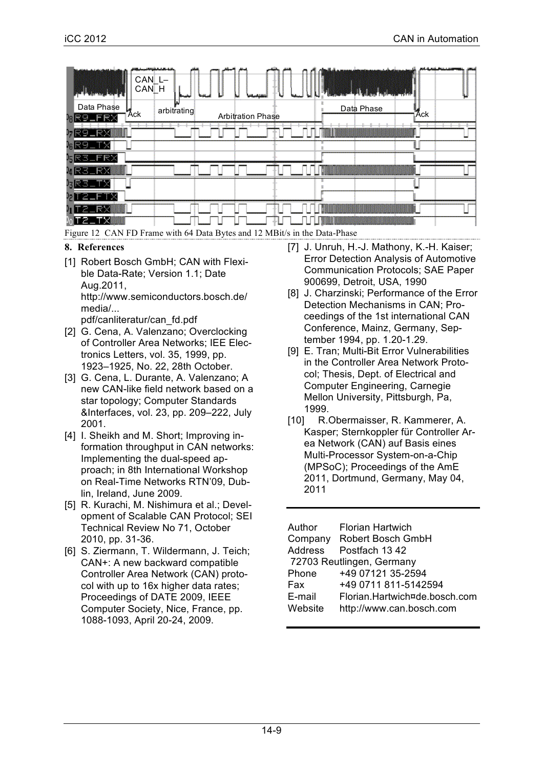CAN_L–
CAN_H

Data Phase

Ack

arbitrating

Arbitration Phase

Data Phase

Ack

R9_FRX

R9_RX

R9_TX

R3_FRX

R3_RX

R3_TX

T2_FTX

T2_RX

T2_TX

Figure 12 CAN FD Frame with 64 Data Bytes and 12 MBit/s in the Data-Phase

## 8. References

[1] Robert Bosch GmbH; CAN with Flexible Data-Rate; Version 1.1; Date Aug.2011, http://www.semiconductors.bosch.de/media/... pdf/canliteratur/can_fd.pdf

[2] G. Cena, A. Valenzano; Overclocking of Controller Area Networks; IEE Electronics Letters, vol. 35, 1999, pp. 1923–1925, No. 22, 28th October.

[3] G. Cena, L. Durante, A. Valenzano; A new CAN-like field network based on a star topology; Computer Standards &Interfaces, vol. 23, pp. 209–222, July 2001.

[4] I. Sheikh and M. Short; Improving information throughput in CAN networks: Implementing the dual-speed approach; in 8th International Workshop on Real-Time Networks RTN'09, Dublin, Ireland, June 2009.

[5] R. Kurachi, M. Nishimura et al.; Development of Scalable CAN Protocol; SEI Technical Review No 71, October 2010, pp. 31-36.

[6] S. Ziermann, T. Wildermann, J. Teich; CAN+: A new backward compatible Controller Area Network (CAN) protocol with up to 16x higher data rates; Proceedings of DATE 2009, IEEE Computer Society, Nice, France, pp. 1088-1093, April 20-24, 2009.

[7] J. Unruh, H.-J. Mathony, K.-H. Kaiser; Error Detection Analysis of Automotive Communication Protocols; SAE Paper 900699, Detroit, USA, 1990

[8] J. Charzinski; Performance of the Error Detection Mechanisms in CAN; Proceedings of the 1st international CAN Conference, Mainz, Germany, September 1994, pp. 1.20-1.29.

[9] E. Tran; Multi-Bit Error Vulnerabilities in the Controller Area Network Protocol; Thesis, Dept. of Electrical and Computer Engineering, Carnegie Mellon University, Pittsburgh, Pa, 1999.

[10] R.Obermaisser, R. Kammerer, A. Kasper; Sternkoppler für Controller Area Network (CAN) auf Basis eines Multi-Processor System-on-a-Chip (MPSoC); Proceedings of the AmE 2011, Dortmund, Germany, May 04, 2011

---

| | |
|---|---|
| Author | Florian Hartwich |
| Company | Robert Bosch GmbH |
| Address | Postfach 13 42 |
| | 72703 Reutlingen, Germany |
| Phone | +49 07121 35-2594 |
| Fax | +49 0711 811-5142594 |
| E-mail | Florian.Hartwich¤de.bosch.com |
| Website | http://www.can.bosch.com |